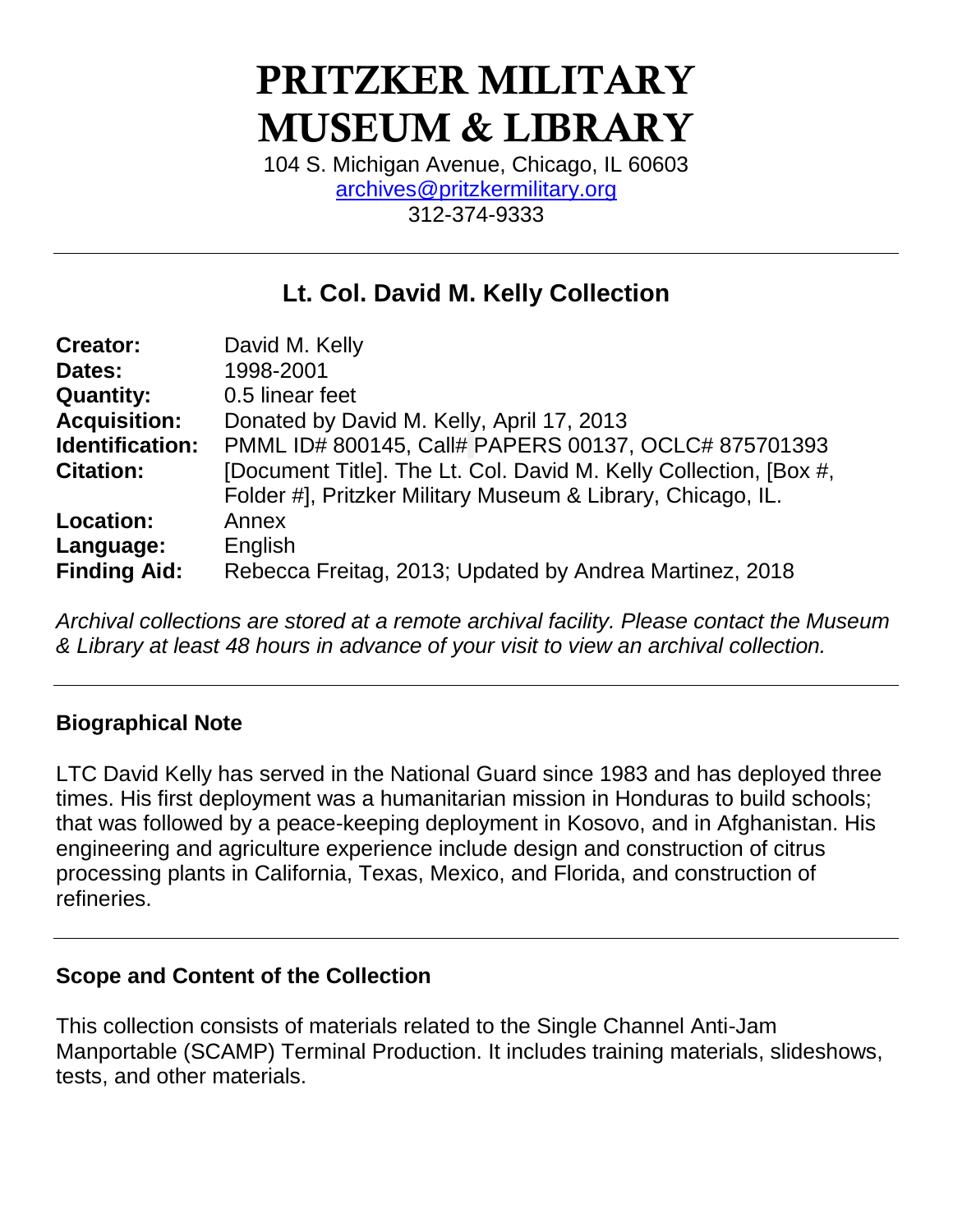# PRITZKER MILITARY MUSEUM & LIBRARY

104 S. Michigan Avenue, Chicago, IL 60603
archives@pritzkermilitary.org
312-374-9333

## Lt. Col. David M. Kelly Collection

| | |
|---|---|
| **Creator:** | David M. Kelly |
| **Dates:** | 1998-2001 |
| **Quantity:** | 0.5 linear feet |
| **Acquisition:** | Donated by David M. Kelly, April 17, 2013 |
| **Identification:** | PMML ID# 800145, Call# PAPERS 00137, OCLC# 875701393 |
| **Citation:** | [Document Title]. The Lt. Col. David M. Kelly Collection, [Box #, Folder #], Pritzker Military Museum & Library, Chicago, IL. |
| **Location:** | Annex |
| **Language:** | English |
| **Finding Aid:** | Rebecca Freitag, 2013; Updated by Andrea Martinez, 2018 |

*Archival collections are stored at a remote archival facility. Please contact the Museum & Library at least 48 hours in advance of your visit to view an archival collection.*

### Biographical Note

LTC David Kelly has served in the National Guard since 1983 and has deployed three times. His first deployment was a humanitarian mission in Honduras to build schools; that was followed by a peace-keeping deployment in Kosovo, and in Afghanistan. His engineering and agriculture experience include design and construction of citrus processing plants in California, Texas, Mexico, and Florida, and construction of refineries.

### Scope and Content of the Collection

This collection consists of materials related to the Single Channel Anti-Jam Manportable (SCAMP) Terminal Production. It includes training materials, slideshows, tests, and other materials.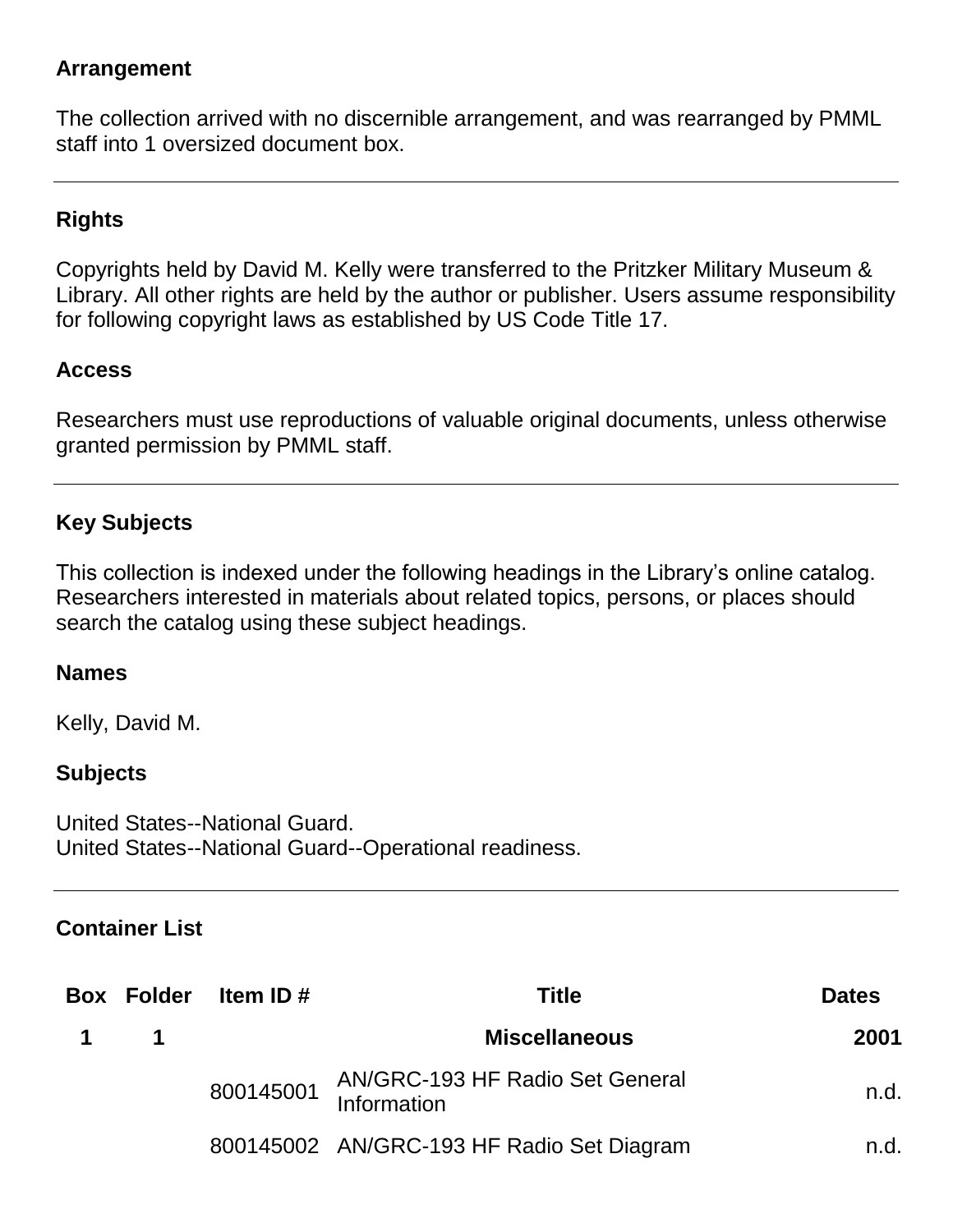## Arrangement

The collection arrived with no discernible arrangement, and was rearranged by PMML staff into 1 oversized document box.

---

## Rights

Copyrights held by David M. Kelly were transferred to the Pritzker Military Museum & Library. All other rights are held by the author or publisher. Users assume responsibility for following copyright laws as established by US Code Title 17.

## Access

Researchers must use reproductions of valuable original documents, unless otherwise granted permission by PMML staff.

---

## Key Subjects

This collection is indexed under the following headings in the Library's online catalog. Researchers interested in materials about related topics, persons, or places should search the catalog using these subject headings.

### Names

Kelly, David M.

### Subjects

United States--National Guard.
United States--National Guard--Operational readiness.

---

## Container List

| Box | Folder | Item ID # | Title | Dates |
|---|---|---|---|---|
| **1** | **1** | | **Miscellaneous** | **2001** |
| | | 800145001 | AN/GRC-193 HF Radio Set General Information | n.d. |
| | | 800145002 | AN/GRC-193 HF Radio Set Diagram | n.d. |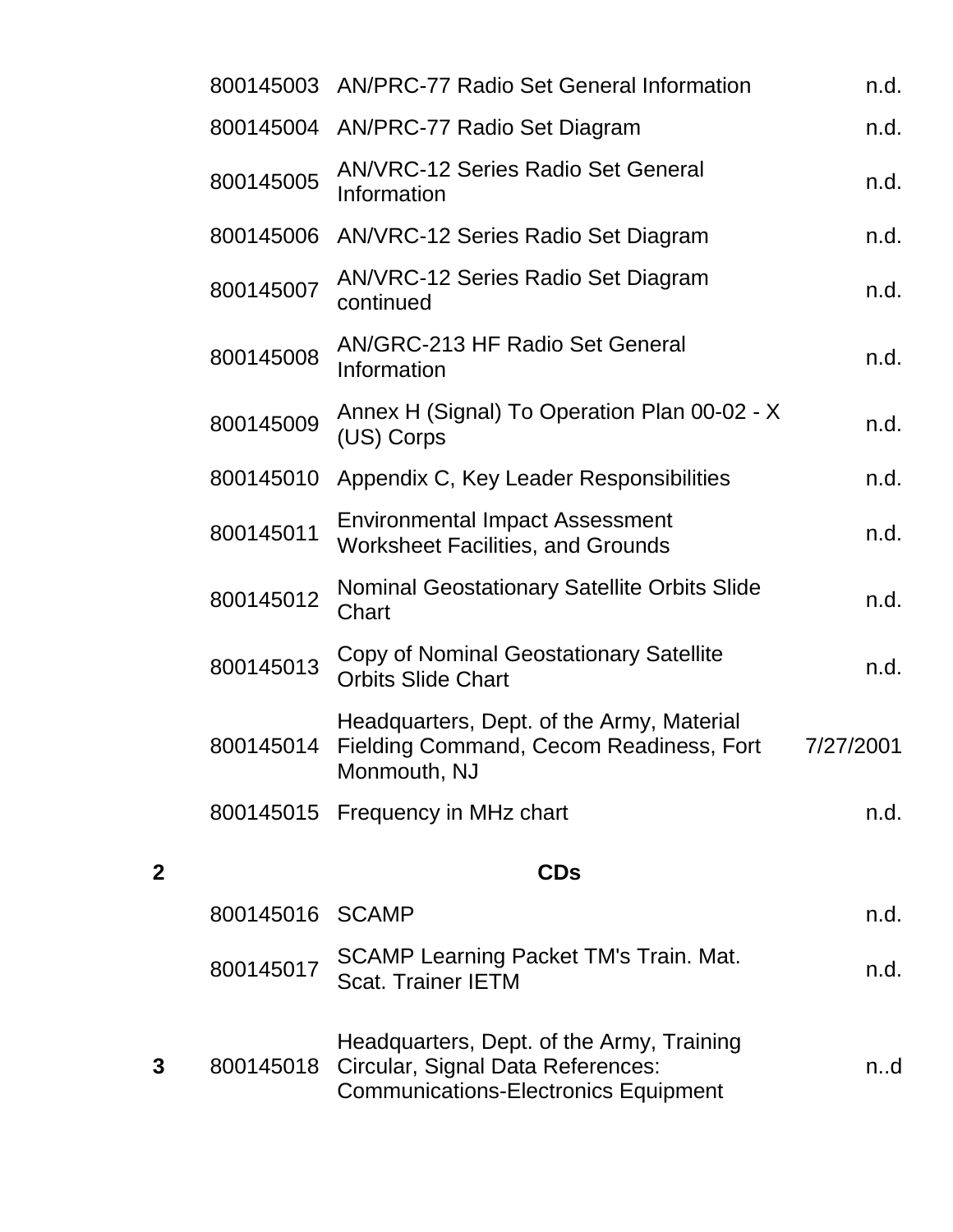| | | | |
|---|---|---|---|
| | 800145003 | AN/PRC-77 Radio Set General Information | n.d. |
| | 800145004 | AN/PRC-77 Radio Set Diagram | n.d. |
| | 800145005 | AN/VRC-12 Series Radio Set General Information | n.d. |
| | 800145006 | AN/VRC-12 Series Radio Set Diagram | n.d. |
| | 800145007 | AN/VRC-12 Series Radio Set Diagram continued | n.d. |
| | 800145008 | AN/GRC-213 HF Radio Set General Information | n.d. |
| | 800145009 | Annex H (Signal) To Operation Plan 00-02 - X (US) Corps | n.d. |
| | 800145010 | Appendix C, Key Leader Responsibilities | n.d. |
| | 800145011 | Environmental Impact Assessment Worksheet Facilities, and Grounds | n.d. |
| | 800145012 | Nominal Geostationary Satellite Orbits Slide Chart | n.d. |
| | 800145013 | Copy of Nominal Geostationary Satellite Orbits Slide Chart | n.d. |
| | 800145014 | Headquarters, Dept. of the Army, Material Fielding Command, Cecom Readiness, Fort Monmouth, NJ | 7/27/2001 |
| | 800145015 | Frequency in MHz chart | n.d. |
| **2** | | **CDs** | |
| | 800145016 | SCAMP | n.d. |
| | 800145017 | SCAMP Learning Packet TM's Train. Mat. Scat. Trainer IETM | n.d. |
| **3** | 800145018 | Headquarters, Dept. of the Army, Training Circular, Signal Data References: Communications-Electronics Equipment | n..d |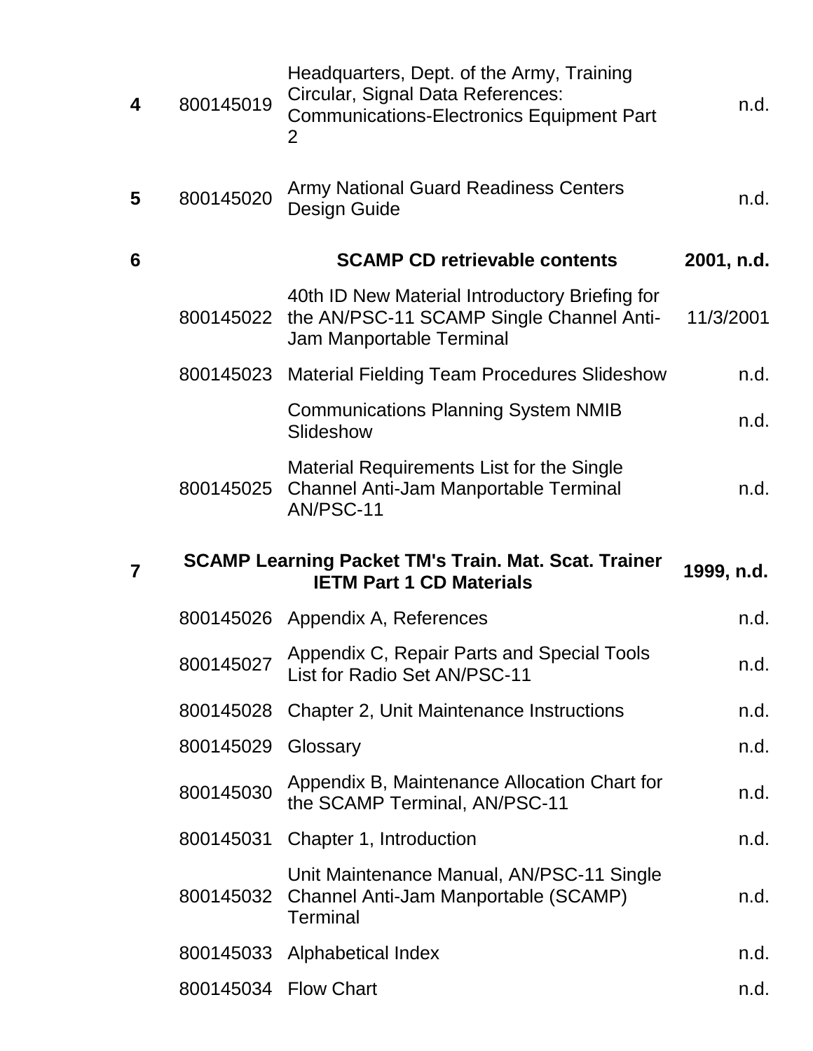| | | | |
|---|---|---|---|
| **4** | 800145019 | Headquarters, Dept. of the Army, Training Circular, Signal Data References: Communications-Electronics Equipment Part 2 | n.d. |
| **5** | 800145020 | Army National Guard Readiness Centers Design Guide | n.d. |
| **6** | | **SCAMP CD retrievable contents** | **2001, n.d.** |
| | 800145022 | 40th ID New Material Introductory Briefing for the AN/PSC-11 SCAMP Single Channel Anti-Jam Manportable Terminal | 11/3/2001 |
| | 800145023 | Material Fielding Team Procedures Slideshow | n.d. |
| | | Communications Planning System NMIB Slideshow | n.d. |
| | 800145025 | Material Requirements List for the Single Channel Anti-Jam Manportable Terminal AN/PSC-11 | n.d. |
| **7** | **SCAMP Learning Packet TM's Train. Mat. Scat. Trainer IETM Part 1 CD Materials** | | **1999, n.d.** |
| | 800145026 | Appendix A, References | n.d. |
| | 800145027 | Appendix C, Repair Parts and Special Tools List for Radio Set AN/PSC-11 | n.d. |
| | 800145028 | Chapter 2, Unit Maintenance Instructions | n.d. |
| | 800145029 | Glossary | n.d. |
| | 800145030 | Appendix B, Maintenance Allocation Chart for the SCAMP Terminal, AN/PSC-11 | n.d. |
| | 800145031 | Chapter 1, Introduction | n.d. |
| | 800145032 | Unit Maintenance Manual, AN/PSC-11 Single Channel Anti-Jam Manportable (SCAMP) Terminal | n.d. |
| | 800145033 | Alphabetical Index | n.d. |
| | 800145034 | Flow Chart | n.d. |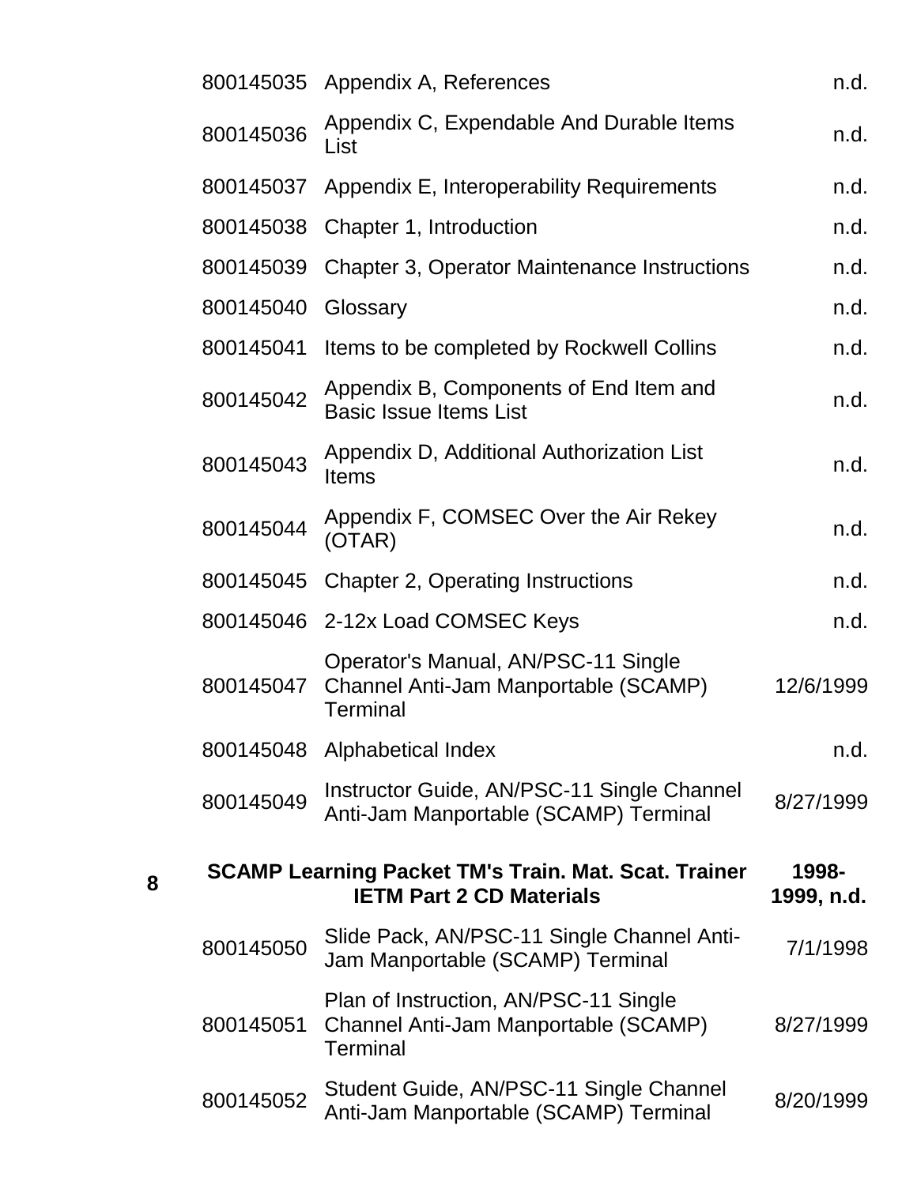| | | | |
|---|---|---|---|
| | 800145035 | Appendix A, References | n.d. |
| | 800145036 | Appendix C, Expendable And Durable Items List | n.d. |
| | 800145037 | Appendix E, Interoperability Requirements | n.d. |
| | 800145038 | Chapter 1, Introduction | n.d. |
| | 800145039 | Chapter 3, Operator Maintenance Instructions | n.d. |
| | 800145040 | Glossary | n.d. |
| | 800145041 | Items to be completed by Rockwell Collins | n.d. |
| | 800145042 | Appendix B, Components of End Item and Basic Issue Items List | n.d. |
| | 800145043 | Appendix D, Additional Authorization List Items | n.d. |
| | 800145044 | Appendix F, COMSEC Over the Air Rekey (OTAR) | n.d. |
| | 800145045 | Chapter 2, Operating Instructions | n.d. |
| | 800145046 | 2-12x Load COMSEC Keys | n.d. |
| | 800145047 | Operator's Manual, AN/PSC-11 Single Channel Anti-Jam Manportable (SCAMP) Terminal | 12/6/1999 |
| | 800145048 | Alphabetical Index | n.d. |
| | 800145049 | Instructor Guide, AN/PSC-11 Single Channel Anti-Jam Manportable (SCAMP) Terminal | 8/27/1999 |
| **8** | **SCAMP Learning Packet TM's Train. Mat. Scat. Trainer IETM Part 2 CD Materials** | | **1998-1999, n.d.** |
| | 800145050 | Slide Pack, AN/PSC-11 Single Channel Anti-Jam Manportable (SCAMP) Terminal | 7/1/1998 |
| | 800145051 | Plan of Instruction, AN/PSC-11 Single Channel Anti-Jam Manportable (SCAMP) Terminal | 8/27/1999 |
| | 800145052 | Student Guide, AN/PSC-11 Single Channel Anti-Jam Manportable (SCAMP) Terminal | 8/20/1999 |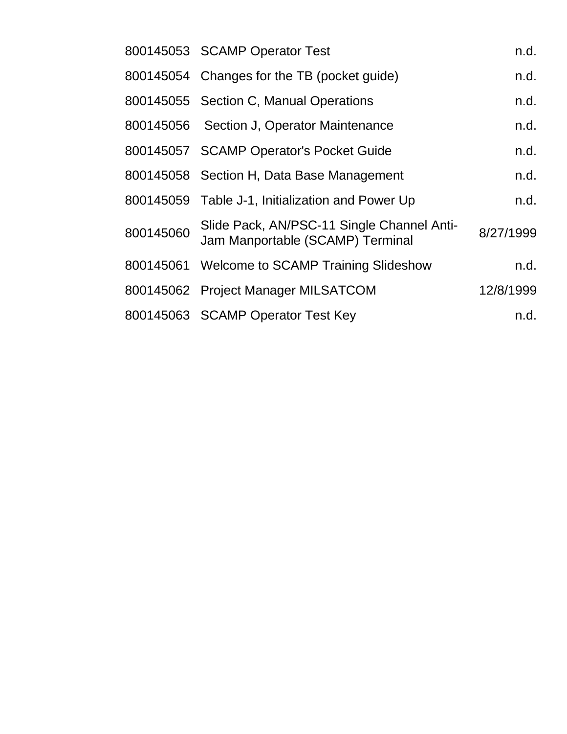| | | |
|---|---|---|
| 800145053 | SCAMP Operator Test | n.d. |
| 800145054 | Changes for the TB (pocket guide) | n.d. |
| 800145055 | Section C, Manual Operations | n.d. |
| 800145056 | Section J, Operator Maintenance | n.d. |
| 800145057 | SCAMP Operator's Pocket Guide | n.d. |
| 800145058 | Section H, Data Base Management | n.d. |
| 800145059 | Table J-1, Initialization and Power Up | n.d. |
| 800145060 | Slide Pack, AN/PSC-11 Single Channel Anti-Jam Manportable (SCAMP) Terminal | 8/27/1999 |
| 800145061 | Welcome to SCAMP Training Slideshow | n.d. |
| 800145062 | Project Manager MILSATCOM | 12/8/1999 |
| 800145063 | SCAMP Operator Test Key | n.d. |